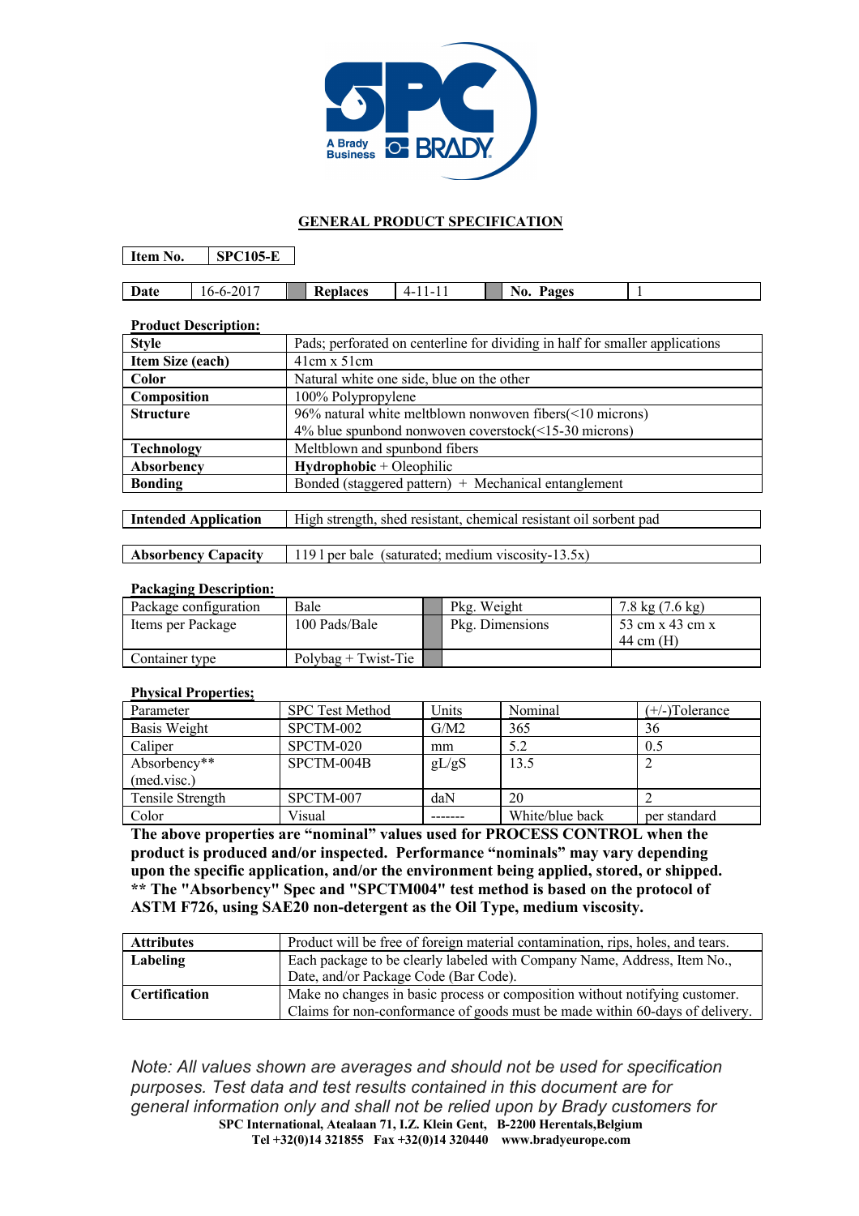## GENERAL PRODUCT SPECIFICATION

| Item No. | SPC105-E |
|---|---|

| Date | 16-6-2017 | | Replaces | 4-11-11 | | No. Pages | 1 |
|---|---|---|---|---|---|---|---|

**Product Description:**

| Style | Pads; perforated on centerline for dividing in half for smaller applications |
|---|---|
| **Item Size (each)** | 41cm x 51cm |
| **Color** | Natural white one side, blue on the other |
| **Composition** | 100% Polypropylene |
| **Structure** | 96% natural white meltblown nonwoven fibers(<10 microns)<br>4% blue spunbond nonwoven coverstock(<15-30 microns) |
| **Technology** | Meltblown and spunbond fibers |
| **Absorbency** | **Hydrophobic** + Oleophilic |
| **Bonding** | Bonded (staggered pattern) + Mechanical entanglement |

| Intended Application | High strength, shed resistant, chemical resistant oil sorbent pad |
|---|---|

| Absorbency Capacity | 119 l per bale (saturated; medium viscosity-13.5x) |
|---|---|

**Packaging Description:**

| Package configuration | Bale | | Pkg. Weight | 7.8 kg (7.6 kg) |
|---|---|---|---|---|
| Items per Package | 100 Pads/Bale | | Pkg. Dimensions | 53 cm x 43 cm x 44 cm (H) |
| Container type | Polybag + Twist-Tie | | | |

**Physical Properties;**

| Parameter | SPC Test Method | Units | Nominal | (+/-)Tolerance |
|---|---|---|---|---|
| Basis Weight | SPCTM-002 | G/M2 | 365 | 36 |
| Caliper | SPCTM-020 | mm | 5.2 | 0.5 |
| Absorbency** (med.visc.) | SPCTM-004B | gL/gS | 13.5 | 2 |
| Tensile Strength | SPCTM-007 | daN | 20 | 2 |
| Color | Visual | ------- | White/blue back | per standard |

**The above properties are "nominal" values used for PROCESS CONTROL when the product is produced and/or inspected. Performance "nominals" may vary depending upon the specific application, and/or the environment being applied, stored, or shipped.**
**\*\* The "Absorbency" Spec and "SPCTM004" test method is based on the protocol of ASTM F726, using SAE20 non-detergent as the Oil Type, medium viscosity.**

| Attributes | Product will be free of foreign material contamination, rips, holes, and tears. |
|---|---|
| **Labeling** | Each package to be clearly labeled with Company Name, Address, Item No., Date, and/or Package Code (Bar Code). |
| **Certification** | Make no changes in basic process or composition without notifying customer. Claims for non-conformance of goods must be made within 60-days of delivery. |

*Note: All values shown are averages and should not be used for specification purposes. Test data and test results contained in this document are for general information only and shall not be relied upon by Brady customers for*

**SPC International, Atealaan 71, I.Z. Klein Gent, B-2200 Herentals,Belgium**
**Tel +32(0)14 321855 Fax +32(0)14 320440 www.bradyeurope.com**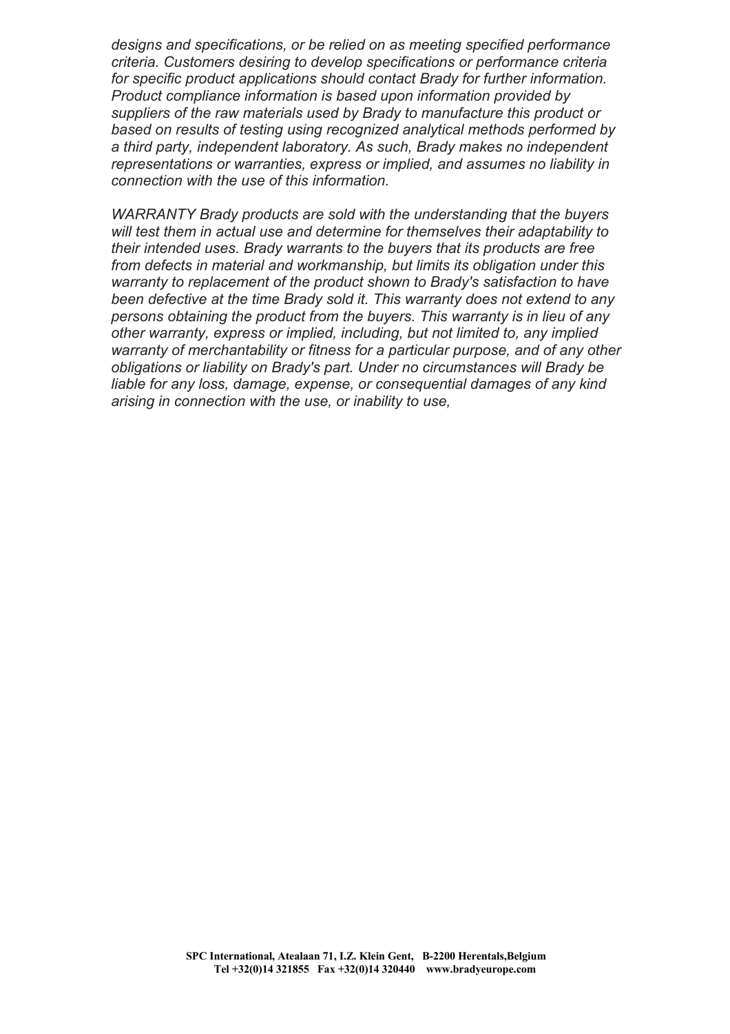*designs and specifications, or be relied on as meeting specified performance criteria. Customers desiring to develop specifications or performance criteria for specific product applications should contact Brady for further information. Product compliance information is based upon information provided by suppliers of the raw materials used by Brady to manufacture this product or based on results of testing using recognized analytical methods performed by a third party, independent laboratory. As such, Brady makes no independent representations or warranties, express or implied, and assumes no liability in connection with the use of this information.*

*WARRANTY Brady products are sold with the understanding that the buyers will test them in actual use and determine for themselves their adaptability to their intended uses. Brady warrants to the buyers that its products are free from defects in material and workmanship, but limits its obligation under this warranty to replacement of the product shown to Brady's satisfaction to have been defective at the time Brady sold it. This warranty does not extend to any persons obtaining the product from the buyers. This warranty is in lieu of any other warranty, express or implied, including, but not limited to, any implied warranty of merchantability or fitness for a particular purpose, and of any other obligations or liability on Brady's part. Under no circumstances will Brady be liable for any loss, damage, expense, or consequential damages of any kind arising in connection with the use, or inability to use,*